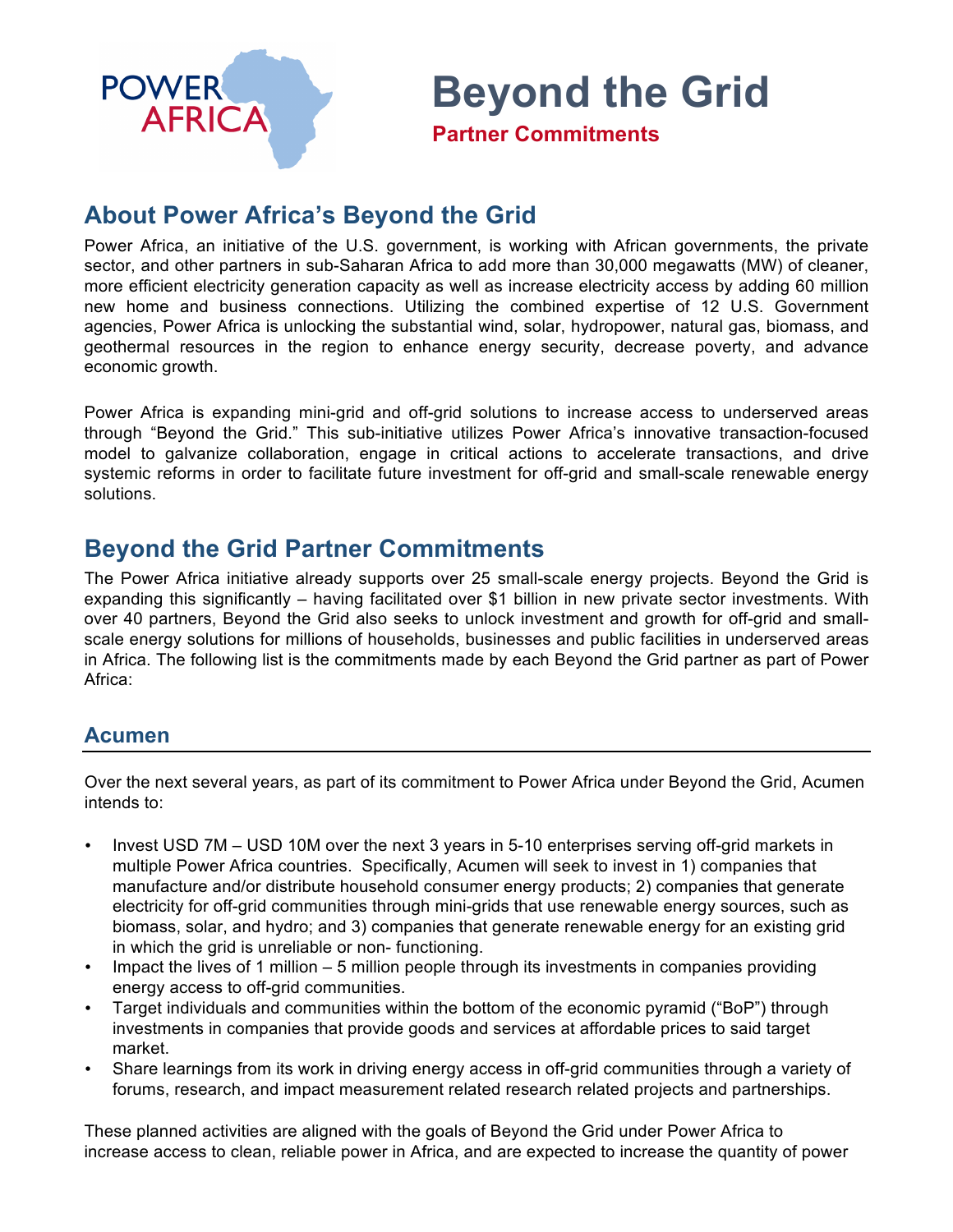# Beyond the Grid

**Partner Commitments**

## About Power Africa's Beyond the Grid

Power Africa, an initiative of the U.S. government, is working with African governments, the private sector, and other partners in sub-Saharan Africa to add more than 30,000 megawatts (MW) of cleaner, more efficient electricity generation capacity as well as increase electricity access by adding 60 million new home and business connections. Utilizing the combined expertise of 12 U.S. Government agencies, Power Africa is unlocking the substantial wind, solar, hydropower, natural gas, biomass, and geothermal resources in the region to enhance energy security, decrease poverty, and advance economic growth.

Power Africa is expanding mini-grid and off-grid solutions to increase access to underserved areas through "Beyond the Grid." This sub-initiative utilizes Power Africa's innovative transaction-focused model to galvanize collaboration, engage in critical actions to accelerate transactions, and drive systemic reforms in order to facilitate future investment for off-grid and small-scale renewable energy solutions.

## Beyond the Grid Partner Commitments

The Power Africa initiative already supports over 25 small-scale energy projects. Beyond the Grid is expanding this significantly – having facilitated over $1 billion in new private sector investments. With over 40 partners, Beyond the Grid also seeks to unlock investment and growth for off-grid and small-scale energy solutions for millions of households, businesses and public facilities in underserved areas in Africa. The following list is the commitments made by each Beyond the Grid partner as part of Power Africa:

### Acumen

Over the next several years, as part of its commitment to Power Africa under Beyond the Grid, Acumen intends to:

- Invest USD 7M – USD 10M over the next 3 years in 5-10 enterprises serving off-grid markets in multiple Power Africa countries. Specifically, Acumen will seek to invest in 1) companies that manufacture and/or distribute household consumer energy products; 2) companies that generate electricity for off-grid communities through mini-grids that use renewable energy sources, such as biomass, solar, and hydro; and 3) companies that generate renewable energy for an existing grid in which the grid is unreliable or non- functioning.
- Impact the lives of 1 million – 5 million people through its investments in companies providing energy access to off-grid communities.
- Target individuals and communities within the bottom of the economic pyramid ("BoP") through investments in companies that provide goods and services at affordable prices to said target market.
- Share learnings from its work in driving energy access in off-grid communities through a variety of forums, research, and impact measurement related research related projects and partnerships.

These planned activities are aligned with the goals of Beyond the Grid under Power Africa to increase access to clean, reliable power in Africa, and are expected to increase the quantity of power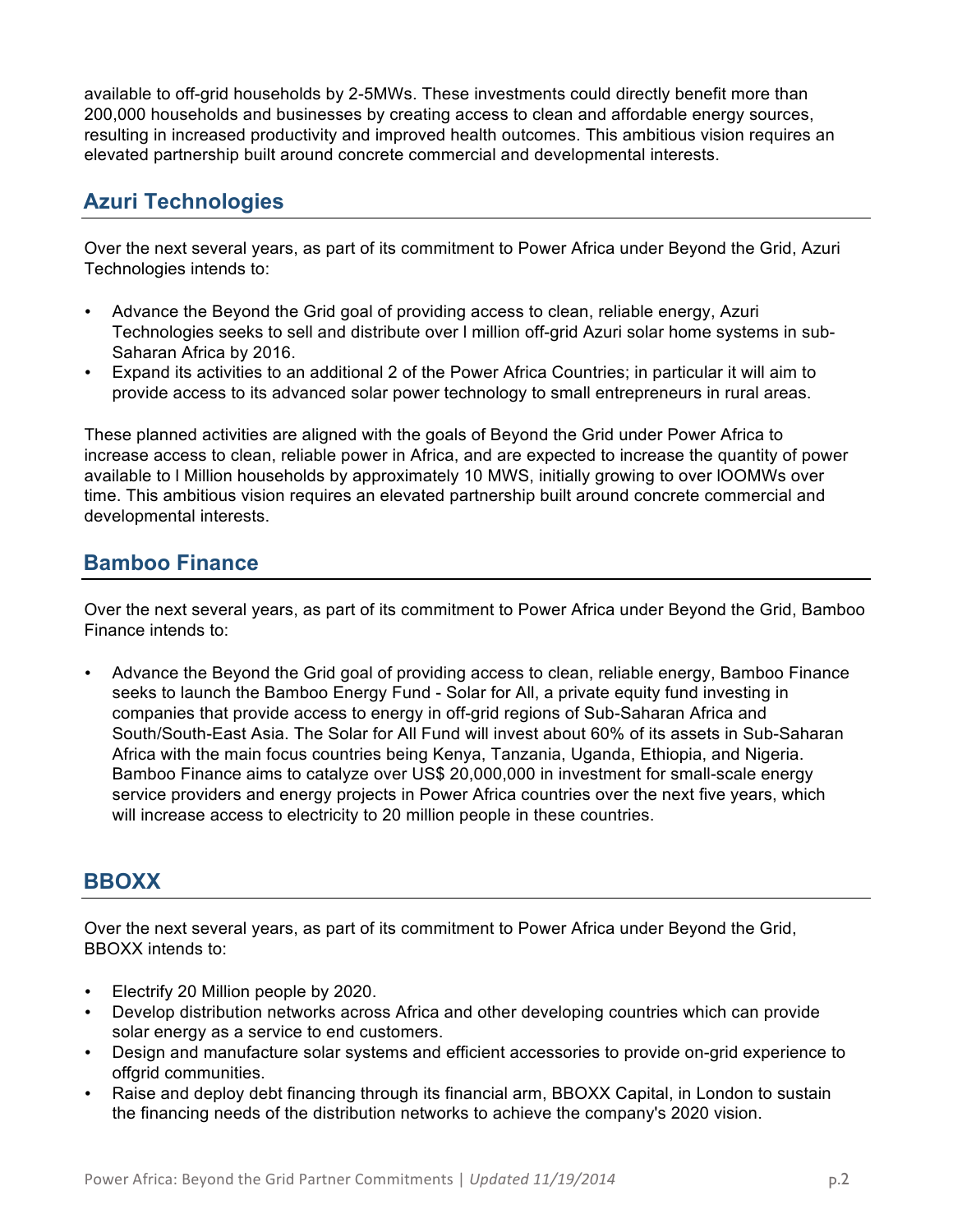available to off-grid households by 2-5MWs. These investments could directly benefit more than 200,000 households and businesses by creating access to clean and affordable energy sources, resulting in increased productivity and improved health outcomes. This ambitious vision requires an elevated partnership built around concrete commercial and developmental interests.

## Azuri Technologies

Over the next several years, as part of its commitment to Power Africa under Beyond the Grid, Azuri Technologies intends to:

- Advance the Beyond the Grid goal of providing access to clean, reliable energy, Azuri Technologies seeks to sell and distribute over l million off-grid Azuri solar home systems in sub-Saharan Africa by 2016.
- Expand its activities to an additional 2 of the Power Africa Countries; in particular it will aim to provide access to its advanced solar power technology to small entrepreneurs in rural areas.

These planned activities are aligned with the goals of Beyond the Grid under Power Africa to increase access to clean, reliable power in Africa, and are expected to increase the quantity of power available to l Million households by approximately 10 MWS, initially growing to over lOOMWs over time. This ambitious vision requires an elevated partnership built around concrete commercial and developmental interests.

## Bamboo Finance

Over the next several years, as part of its commitment to Power Africa under Beyond the Grid, Bamboo Finance intends to:

- Advance the Beyond the Grid goal of providing access to clean, reliable energy, Bamboo Finance seeks to launch the Bamboo Energy Fund - Solar for All, a private equity fund investing in companies that provide access to energy in off-grid regions of Sub-Saharan Africa and South/South-East Asia. The Solar for All Fund will invest about 60% of its assets in Sub-Saharan Africa with the main focus countries being Kenya, Tanzania, Uganda, Ethiopia, and Nigeria. Bamboo Finance aims to catalyze over US$ 20,000,000 in investment for small-scale energy service providers and energy projects in Power Africa countries over the next five years, which will increase access to electricity to 20 million people in these countries.

## BBOXX

Over the next several years, as part of its commitment to Power Africa under Beyond the Grid, BBOXX intends to:

- Electrify 20 Million people by 2020.
- Develop distribution networks across Africa and other developing countries which can provide solar energy as a service to end customers.
- Design and manufacture solar systems and efficient accessories to provide on-grid experience to offgrid communities.
- Raise and deploy debt financing through its financial arm, BBOXX Capital, in London to sustain the financing needs of the distribution networks to achieve the company's 2020 vision.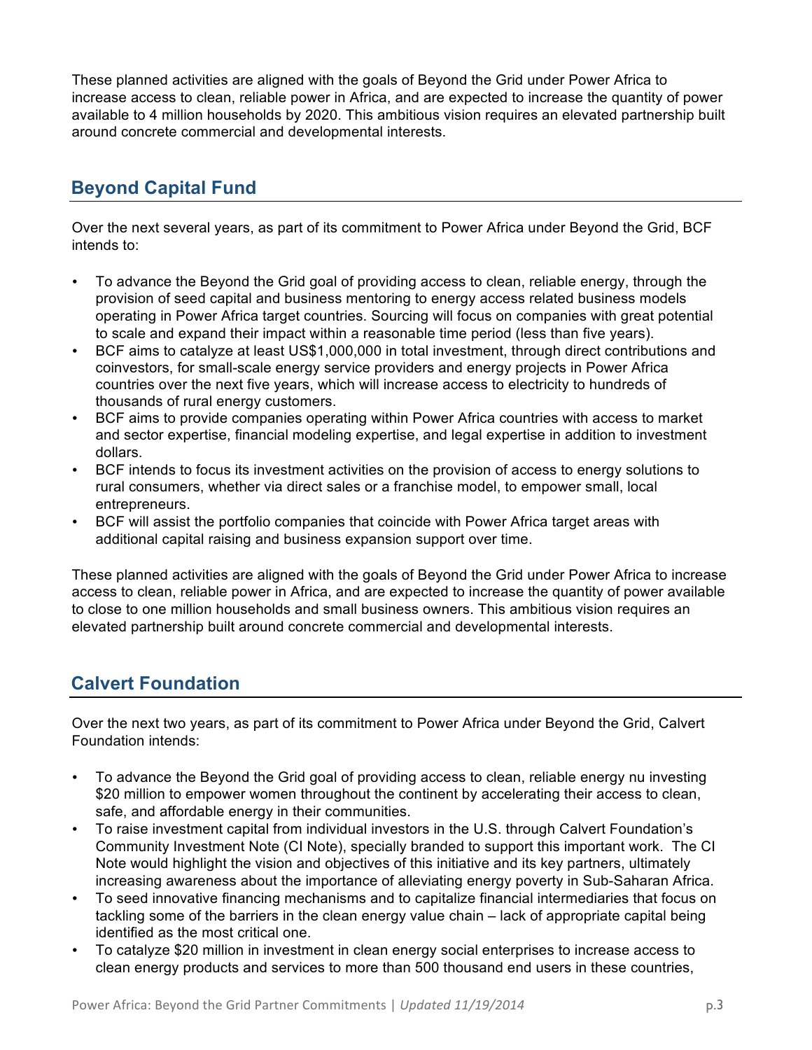These planned activities are aligned with the goals of Beyond the Grid under Power Africa to increase access to clean, reliable power in Africa, and are expected to increase the quantity of power available to 4 million households by 2020. This ambitious vision requires an elevated partnership built around concrete commercial and developmental interests.

## Beyond Capital Fund

Over the next several years, as part of its commitment to Power Africa under Beyond the Grid, BCF intends to:

- To advance the Beyond the Grid goal of providing access to clean, reliable energy, through the provision of seed capital and business mentoring to energy access related business models operating in Power Africa target countries. Sourcing will focus on companies with great potential to scale and expand their impact within a reasonable time period (less than five years).
- BCF aims to catalyze at least US$1,000,000 in total investment, through direct contributions and coinvestors, for small-scale energy service providers and energy projects in Power Africa countries over the next five years, which will increase access to electricity to hundreds of thousands of rural energy customers.
- BCF aims to provide companies operating within Power Africa countries with access to market and sector expertise, financial modeling expertise, and legal expertise in addition to investment dollars.
- BCF intends to focus its investment activities on the provision of access to energy solutions to rural consumers, whether via direct sales or a franchise model, to empower small, local entrepreneurs.
- BCF will assist the portfolio companies that coincide with Power Africa target areas with additional capital raising and business expansion support over time.

These planned activities are aligned with the goals of Beyond the Grid under Power Africa to increase access to clean, reliable power in Africa, and are expected to increase the quantity of power available to close to one million households and small business owners. This ambitious vision requires an elevated partnership built around concrete commercial and developmental interests.

## Calvert Foundation

Over the next two years, as part of its commitment to Power Africa under Beyond the Grid, Calvert Foundation intends:

- To advance the Beyond the Grid goal of providing access to clean, reliable energy nu investing $20 million to empower women throughout the continent by accelerating their access to clean, safe, and affordable energy in their communities.
- To raise investment capital from individual investors in the U.S. through Calvert Foundation's Community Investment Note (CI Note), specially branded to support this important work. The CI Note would highlight the vision and objectives of this initiative and its key partners, ultimately increasing awareness about the importance of alleviating energy poverty in Sub-Saharan Africa.
- To seed innovative financing mechanisms and to capitalize financial intermediaries that focus on tackling some of the barriers in the clean energy value chain – lack of appropriate capital being identified as the most critical one.
- To catalyze $20 million in investment in clean energy social enterprises to increase access to clean energy products and services to more than 500 thousand end users in these countries,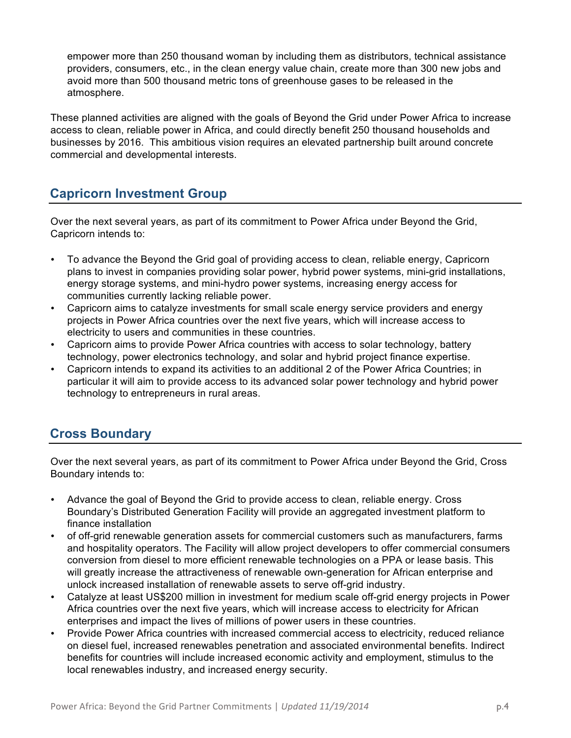empower more than 250 thousand woman by including them as distributors, technical assistance providers, consumers, etc., in the clean energy value chain, create more than 300 new jobs and avoid more than 500 thousand metric tons of greenhouse gases to be released in the atmosphere.

These planned activities are aligned with the goals of Beyond the Grid under Power Africa to increase access to clean, reliable power in Africa, and could directly benefit 250 thousand households and businesses by 2016. This ambitious vision requires an elevated partnership built around concrete commercial and developmental interests.

## Capricorn Investment Group

Over the next several years, as part of its commitment to Power Africa under Beyond the Grid, Capricorn intends to:

- To advance the Beyond the Grid goal of providing access to clean, reliable energy, Capricorn plans to invest in companies providing solar power, hybrid power systems, mini-grid installations, energy storage systems, and mini-hydro power systems, increasing energy access for communities currently lacking reliable power.
- Capricorn aims to catalyze investments for small scale energy service providers and energy projects in Power Africa countries over the next five years, which will increase access to electricity to users and communities in these countries.
- Capricorn aims to provide Power Africa countries with access to solar technology, battery technology, power electronics technology, and solar and hybrid project finance expertise.
- Capricorn intends to expand its activities to an additional 2 of the Power Africa Countries; in particular it will aim to provide access to its advanced solar power technology and hybrid power technology to entrepreneurs in rural areas.

## Cross Boundary

Over the next several years, as part of its commitment to Power Africa under Beyond the Grid, Cross Boundary intends to:

- Advance the goal of Beyond the Grid to provide access to clean, reliable energy. Cross Boundary's Distributed Generation Facility will provide an aggregated investment platform to finance installation
- of off-grid renewable generation assets for commercial customers such as manufacturers, farms and hospitality operators. The Facility will allow project developers to offer commercial consumers conversion from diesel to more efficient renewable technologies on a PPA or lease basis. This will greatly increase the attractiveness of renewable own-generation for African enterprise and unlock increased installation of renewable assets to serve off-grid industry.
- Catalyze at least US$200 million in investment for medium scale off-grid energy projects in Power Africa countries over the next five years, which will increase access to electricity for African enterprises and impact the lives of millions of power users in these countries.
- Provide Power Africa countries with increased commercial access to electricity, reduced reliance on diesel fuel, increased renewables penetration and associated environmental benefits. Indirect benefits for countries will include increased economic activity and employment, stimulus to the local renewables industry, and increased energy security.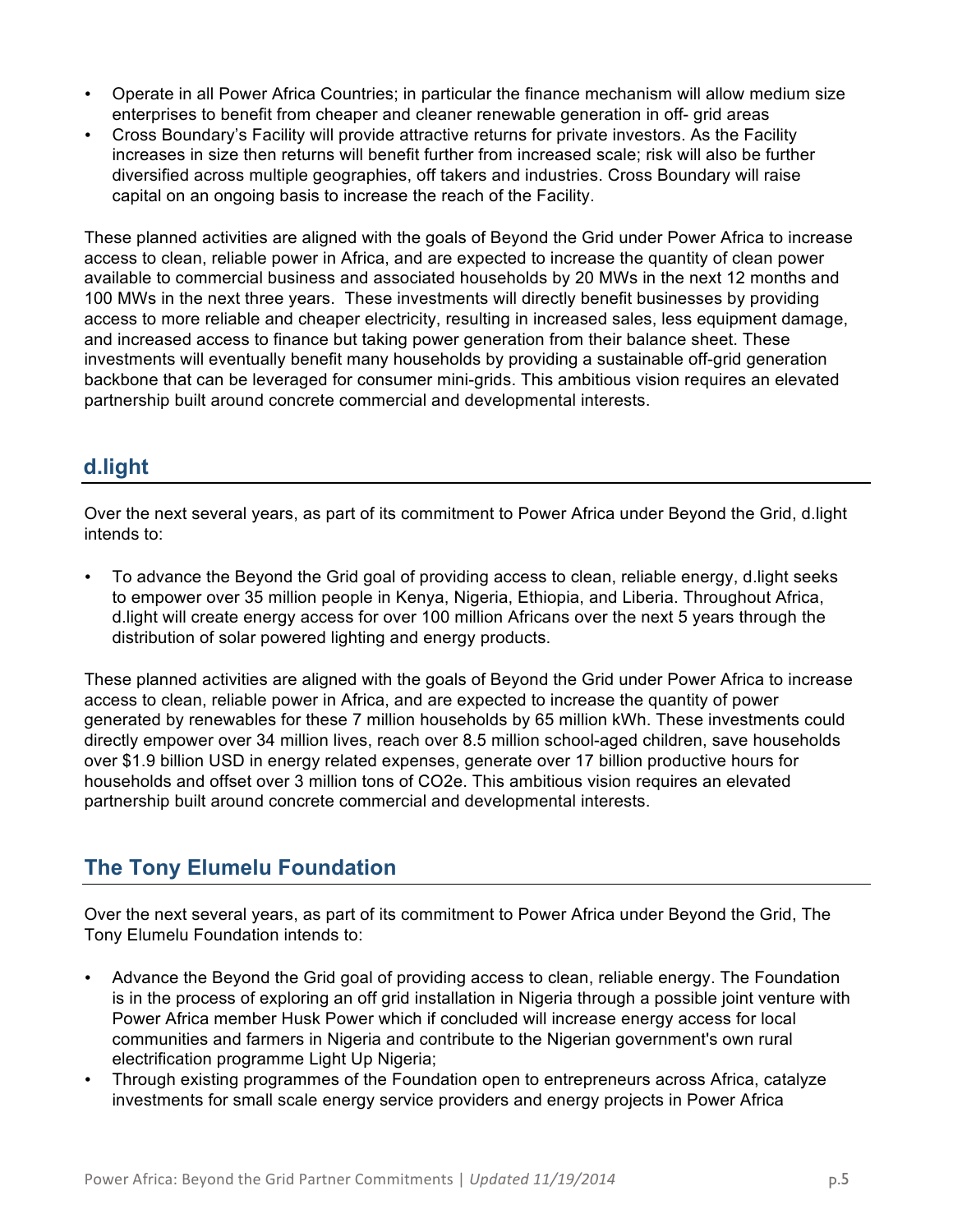- Operate in all Power Africa Countries; in particular the finance mechanism will allow medium size enterprises to benefit from cheaper and cleaner renewable generation in off- grid areas
- Cross Boundary's Facility will provide attractive returns for private investors. As the Facility increases in size then returns will benefit further from increased scale; risk will also be further diversified across multiple geographies, off takers and industries. Cross Boundary will raise capital on an ongoing basis to increase the reach of the Facility.

These planned activities are aligned with the goals of Beyond the Grid under Power Africa to increase access to clean, reliable power in Africa, and are expected to increase the quantity of clean power available to commercial business and associated households by 20 MWs in the next 12 months and 100 MWs in the next three years. These investments will directly benefit businesses by providing access to more reliable and cheaper electricity, resulting in increased sales, less equipment damage, and increased access to finance but taking power generation from their balance sheet. These investments will eventually benefit many households by providing a sustainable off-grid generation backbone that can be leveraged for consumer mini-grids. This ambitious vision requires an elevated partnership built around concrete commercial and developmental interests.

## d.light

Over the next several years, as part of its commitment to Power Africa under Beyond the Grid, d.light intends to:

- To advance the Beyond the Grid goal of providing access to clean, reliable energy, d.light seeks to empower over 35 million people in Kenya, Nigeria, Ethiopia, and Liberia. Throughout Africa, d.light will create energy access for over 100 million Africans over the next 5 years through the distribution of solar powered lighting and energy products.

These planned activities are aligned with the goals of Beyond the Grid under Power Africa to increase access to clean, reliable power in Africa, and are expected to increase the quantity of power generated by renewables for these 7 million households by 65 million kWh. These investments could directly empower over 34 million lives, reach over 8.5 million school-aged children, save households over $1.9 billion USD in energy related expenses, generate over 17 billion productive hours for households and offset over 3 million tons of $CO_2e$. This ambitious vision requires an elevated partnership built around concrete commercial and developmental interests.

## The Tony Elumelu Foundation

Over the next several years, as part of its commitment to Power Africa under Beyond the Grid, The Tony Elumelu Foundation intends to:

- Advance the Beyond the Grid goal of providing access to clean, reliable energy. The Foundation is in the process of exploring an off grid installation in Nigeria through a possible joint venture with Power Africa member Husk Power which if concluded will increase energy access for local communities and farmers in Nigeria and contribute to the Nigerian government's own rural electrification programme Light Up Nigeria;
- Through existing programmes of the Foundation open to entrepreneurs across Africa, catalyze investments for small scale energy service providers and energy projects in Power Africa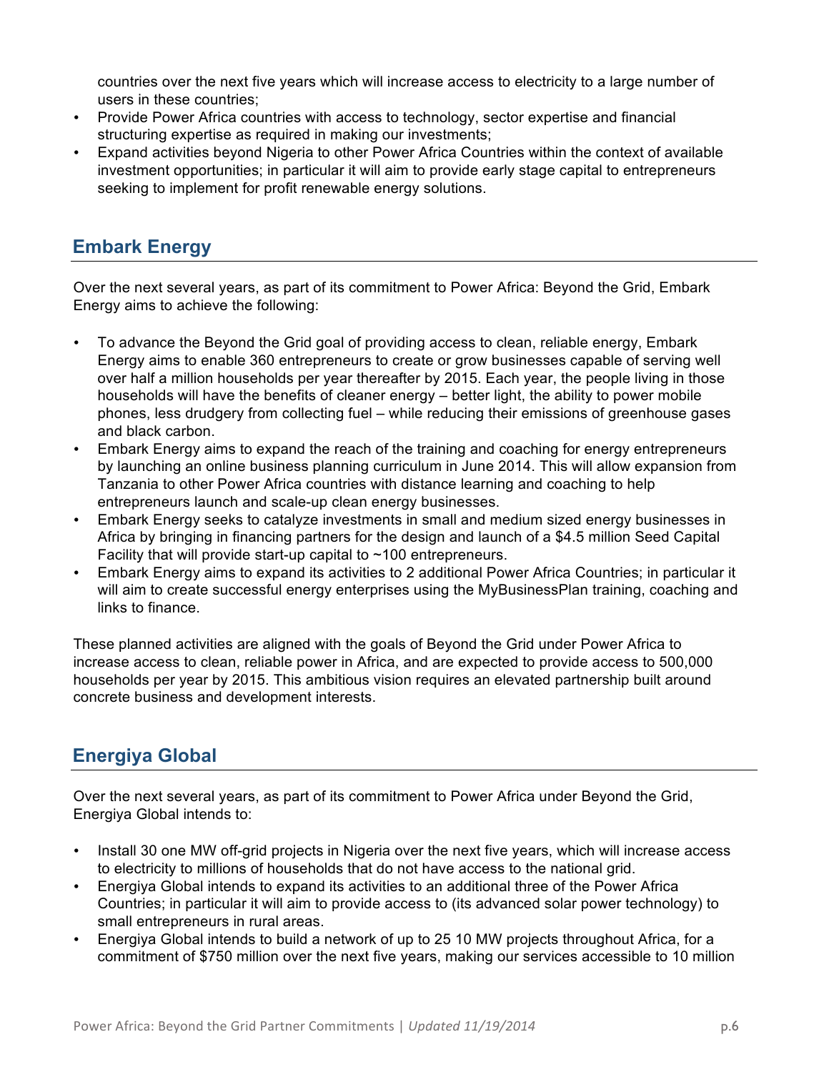countries over the next five years which will increase access to electricity to a large number of users in these countries;
- Provide Power Africa countries with access to technology, sector expertise and financial structuring expertise as required in making our investments;
- Expand activities beyond Nigeria to other Power Africa Countries within the context of available investment opportunities; in particular it will aim to provide early stage capital to entrepreneurs seeking to implement for profit renewable energy solutions.

## Embark Energy

Over the next several years, as part of its commitment to Power Africa: Beyond the Grid, Embark Energy aims to achieve the following:

- To advance the Beyond the Grid goal of providing access to clean, reliable energy, Embark Energy aims to enable 360 entrepreneurs to create or grow businesses capable of serving well over half a million households per year thereafter by 2015. Each year, the people living in those households will have the benefits of cleaner energy – better light, the ability to power mobile phones, less drudgery from collecting fuel – while reducing their emissions of greenhouse gases and black carbon.
- Embark Energy aims to expand the reach of the training and coaching for energy entrepreneurs by launching an online business planning curriculum in June 2014. This will allow expansion from Tanzania to other Power Africa countries with distance learning and coaching to help entrepreneurs launch and scale-up clean energy businesses.
- Embark Energy seeks to catalyze investments in small and medium sized energy businesses in Africa by bringing in financing partners for the design and launch of a $4.5 million Seed Capital Facility that will provide start-up capital to ~100 entrepreneurs.
- Embark Energy aims to expand its activities to 2 additional Power Africa Countries; in particular it will aim to create successful energy enterprises using the MyBusinessPlan training, coaching and links to finance.

These planned activities are aligned with the goals of Beyond the Grid under Power Africa to increase access to clean, reliable power in Africa, and are expected to provide access to 500,000 households per year by 2015. This ambitious vision requires an elevated partnership built around concrete business and development interests.

## Energiya Global

Over the next several years, as part of its commitment to Power Africa under Beyond the Grid, Energiya Global intends to:

- Install 30 one MW off-grid projects in Nigeria over the next five years, which will increase access to electricity to millions of households that do not have access to the national grid.
- Energiya Global intends to expand its activities to an additional three of the Power Africa Countries; in particular it will aim to provide access to (its advanced solar power technology) to small entrepreneurs in rural areas.
- Energiya Global intends to build a network of up to 25 10 MW projects throughout Africa, for a commitment of $750 million over the next five years, making our services accessible to 10 million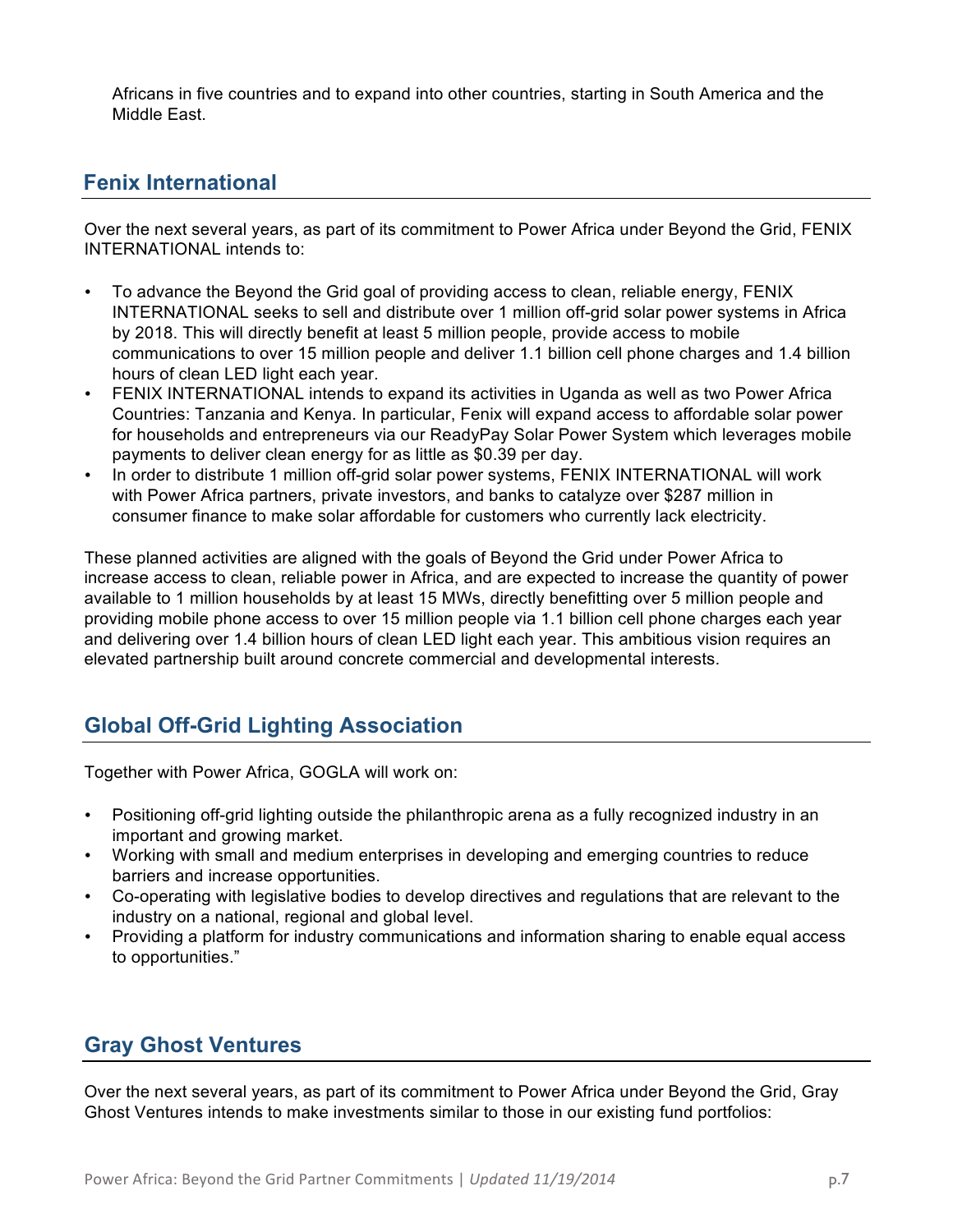Africans in five countries and to expand into other countries, starting in South America and the Middle East.

## Fenix International

Over the next several years, as part of its commitment to Power Africa under Beyond the Grid, FENIX INTERNATIONAL intends to:

- To advance the Beyond the Grid goal of providing access to clean, reliable energy, FENIX INTERNATIONAL seeks to sell and distribute over 1 million off-grid solar power systems in Africa by 2018. This will directly benefit at least 5 million people, provide access to mobile communications to over 15 million people and deliver 1.1 billion cell phone charges and 1.4 billion hours of clean LED light each year.
- FENIX INTERNATIONAL intends to expand its activities in Uganda as well as two Power Africa Countries: Tanzania and Kenya. In particular, Fenix will expand access to affordable solar power for households and entrepreneurs via our ReadyPay Solar Power System which leverages mobile payments to deliver clean energy for as little as $0.39 per day.
- In order to distribute 1 million off-grid solar power systems, FENIX INTERNATIONAL will work with Power Africa partners, private investors, and banks to catalyze over $287 million in consumer finance to make solar affordable for customers who currently lack electricity.

These planned activities are aligned with the goals of Beyond the Grid under Power Africa to increase access to clean, reliable power in Africa, and are expected to increase the quantity of power available to 1 million households by at least 15 MWs, directly benefitting over 5 million people and providing mobile phone access to over 15 million people via 1.1 billion cell phone charges each year and delivering over 1.4 billion hours of clean LED light each year. This ambitious vision requires an elevated partnership built around concrete commercial and developmental interests.

## Global Off-Grid Lighting Association

Together with Power Africa, GOGLA will work on:

- Positioning off-grid lighting outside the philanthropic arena as a fully recognized industry in an important and growing market.
- Working with small and medium enterprises in developing and emerging countries to reduce barriers and increase opportunities.
- Co-operating with legislative bodies to develop directives and regulations that are relevant to the industry on a national, regional and global level.
- Providing a platform for industry communications and information sharing to enable equal access to opportunities."

## Gray Ghost Ventures

Over the next several years, as part of its commitment to Power Africa under Beyond the Grid, Gray Ghost Ventures intends to make investments similar to those in our existing fund portfolios: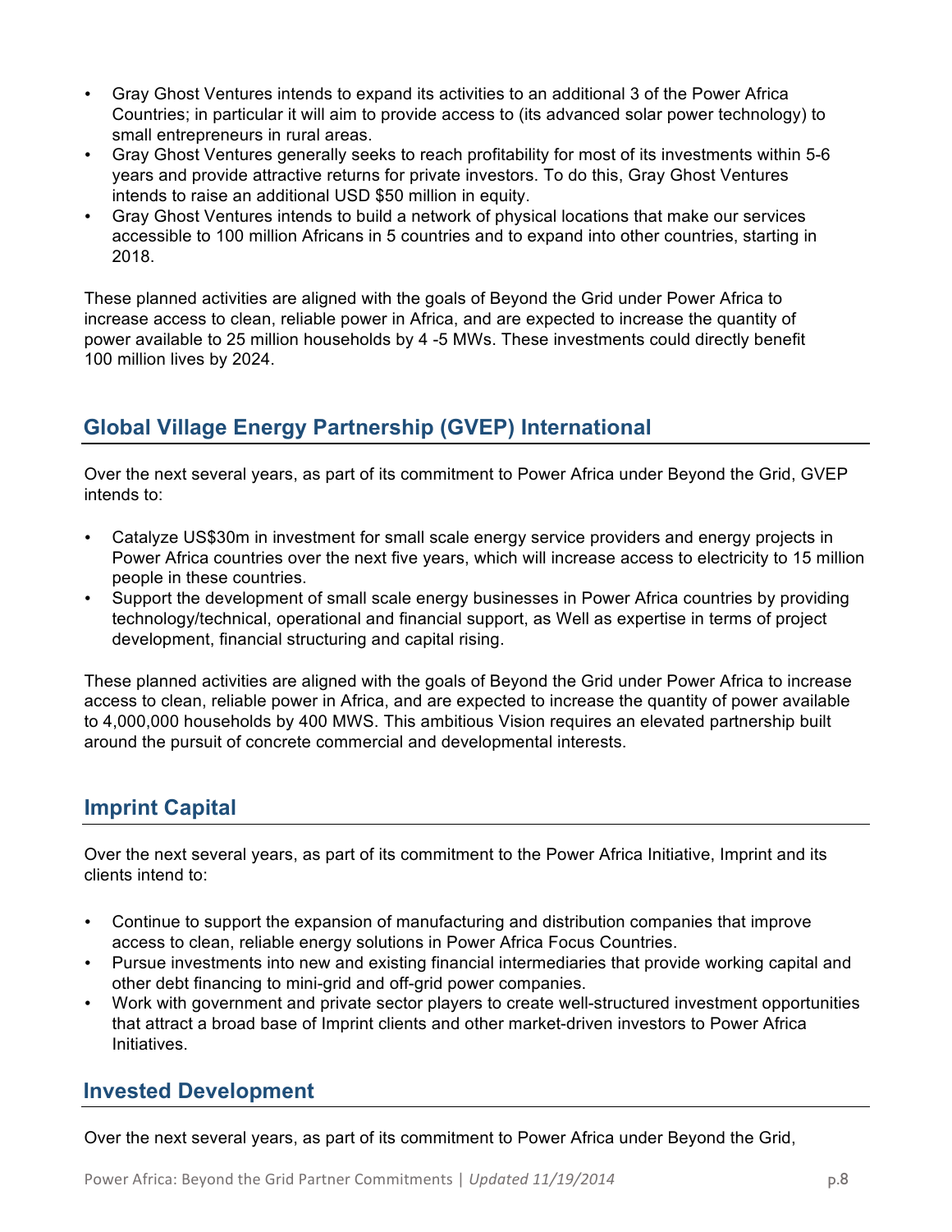- Gray Ghost Ventures intends to expand its activities to an additional 3 of the Power Africa Countries; in particular it will aim to provide access to (its advanced solar power technology) to small entrepreneurs in rural areas.
- Gray Ghost Ventures generally seeks to reach profitability for most of its investments within 5-6 years and provide attractive returns for private investors. To do this, Gray Ghost Ventures intends to raise an additional USD $50 million in equity.
- Gray Ghost Ventures intends to build a network of physical locations that make our services accessible to 100 million Africans in 5 countries and to expand into other countries, starting in 2018.

These planned activities are aligned with the goals of Beyond the Grid under Power Africa to increase access to clean, reliable power in Africa, and are expected to increase the quantity of power available to 25 million households by 4 -5 MWs. These investments could directly benefit 100 million lives by 2024.

## Global Village Energy Partnership (GVEP) International

Over the next several years, as part of its commitment to Power Africa under Beyond the Grid, GVEP intends to:

- Catalyze US$30m in investment for small scale energy service providers and energy projects in Power Africa countries over the next five years, which will increase access to electricity to 15 million people in these countries.
- Support the development of small scale energy businesses in Power Africa countries by providing technology/technical, operational and financial support, as Well as expertise in terms of project development, financial structuring and capital rising.

These planned activities are aligned with the goals of Beyond the Grid under Power Africa to increase access to clean, reliable power in Africa, and are expected to increase the quantity of power available to 4,000,000 households by 400 MWS. This ambitious Vision requires an elevated partnership built around the pursuit of concrete commercial and developmental interests.

## Imprint Capital

Over the next several years, as part of its commitment to the Power Africa Initiative, Imprint and its clients intend to:

- Continue to support the expansion of manufacturing and distribution companies that improve access to clean, reliable energy solutions in Power Africa Focus Countries.
- Pursue investments into new and existing financial intermediaries that provide working capital and other debt financing to mini-grid and off-grid power companies.
- Work with government and private sector players to create well-structured investment opportunities that attract a broad base of Imprint clients and other market-driven investors to Power Africa Initiatives.

## Invested Development

Over the next several years, as part of its commitment to Power Africa under Beyond the Grid,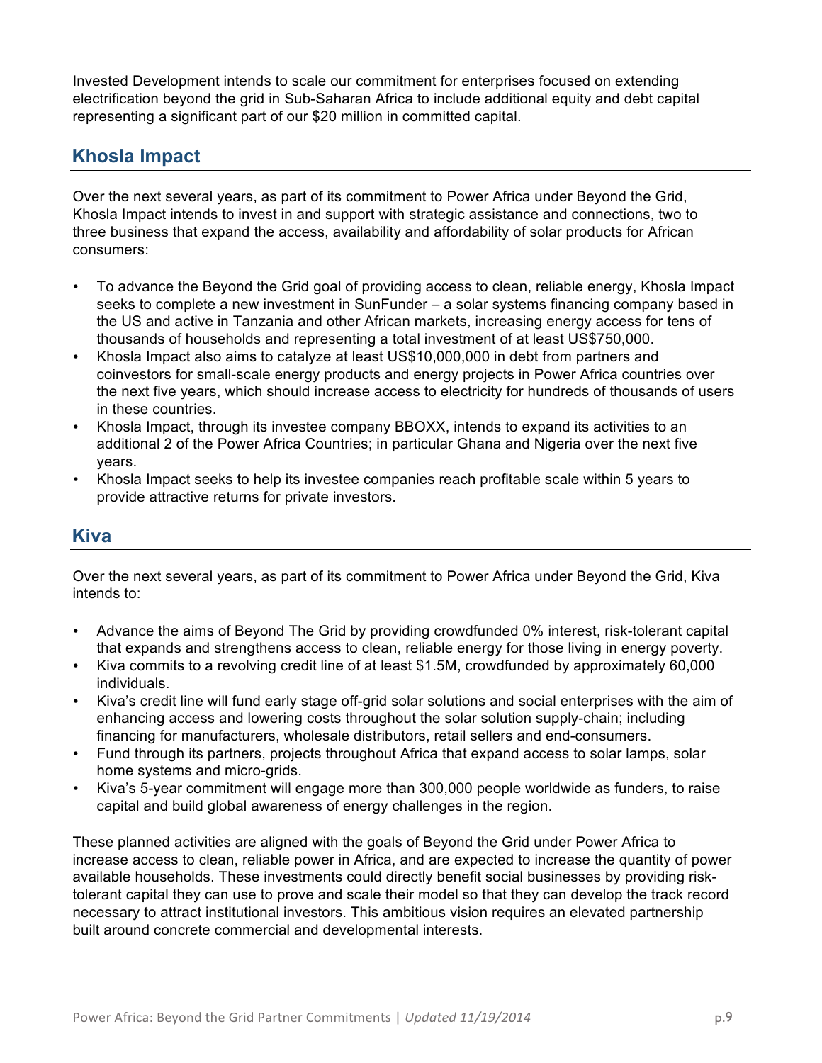Invested Development intends to scale our commitment for enterprises focused on extending electrification beyond the grid in Sub-Saharan Africa to include additional equity and debt capital representing a significant part of our $20 million in committed capital.

## Khosla Impact

Over the next several years, as part of its commitment to Power Africa under Beyond the Grid, Khosla Impact intends to invest in and support with strategic assistance and connections, two to three business that expand the access, availability and affordability of solar products for African consumers:

- To advance the Beyond the Grid goal of providing access to clean, reliable energy, Khosla Impact seeks to complete a new investment in SunFunder – a solar systems financing company based in the US and active in Tanzania and other African markets, increasing energy access for tens of thousands of households and representing a total investment of at least US$750,000.
- Khosla Impact also aims to catalyze at least US$10,000,000 in debt from partners and coinvestors for small-scale energy products and energy projects in Power Africa countries over the next five years, which should increase access to electricity for hundreds of thousands of users in these countries.
- Khosla Impact, through its investee company BBOXX, intends to expand its activities to an additional 2 of the Power Africa Countries; in particular Ghana and Nigeria over the next five years.
- Khosla Impact seeks to help its investee companies reach profitable scale within 5 years to provide attractive returns for private investors.

## Kiva

Over the next several years, as part of its commitment to Power Africa under Beyond the Grid, Kiva intends to:

- Advance the aims of Beyond The Grid by providing crowdfunded 0% interest, risk-tolerant capital that expands and strengthens access to clean, reliable energy for those living in energy poverty.
- Kiva commits to a revolving credit line of at least $1.5M, crowdfunded by approximately 60,000 individuals.
- Kiva's credit line will fund early stage off-grid solar solutions and social enterprises with the aim of enhancing access and lowering costs throughout the solar solution supply-chain; including financing for manufacturers, wholesale distributors, retail sellers and end-consumers.
- Fund through its partners, projects throughout Africa that expand access to solar lamps, solar home systems and micro-grids.
- Kiva's 5-year commitment will engage more than 300,000 people worldwide as funders, to raise capital and build global awareness of energy challenges in the region.

These planned activities are aligned with the goals of Beyond the Grid under Power Africa to increase access to clean, reliable power in Africa, and are expected to increase the quantity of power available households. These investments could directly benefit social businesses by providing risk-tolerant capital they can use to prove and scale their model so that they can develop the track record necessary to attract institutional investors. This ambitious vision requires an elevated partnership built around concrete commercial and developmental interests.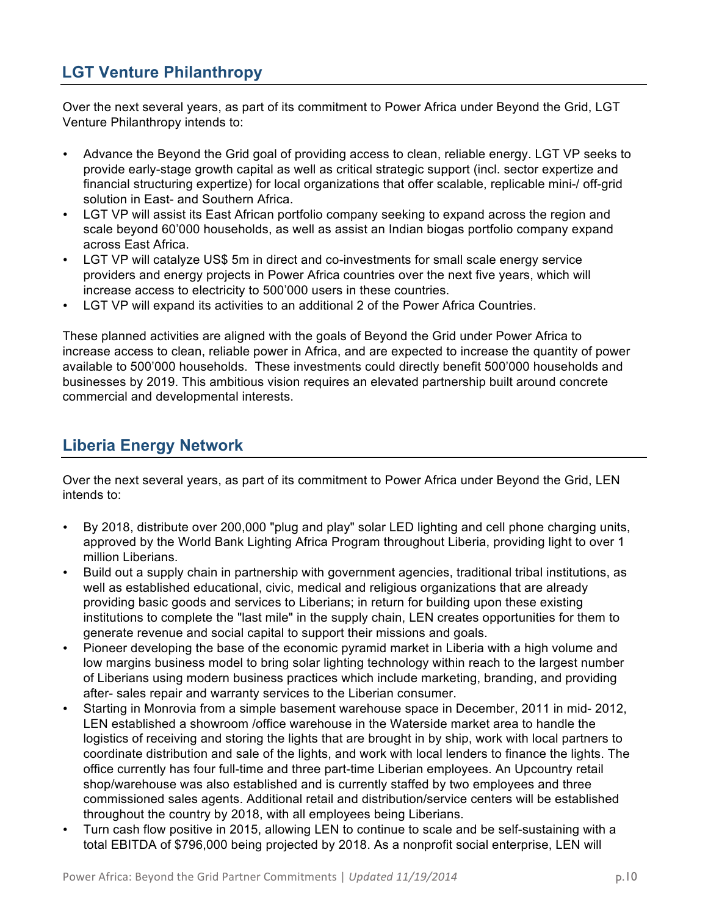## LGT Venture Philanthropy

Over the next several years, as part of its commitment to Power Africa under Beyond the Grid, LGT Venture Philanthropy intends to:

- Advance the Beyond the Grid goal of providing access to clean, reliable energy. LGT VP seeks to provide early-stage growth capital as well as critical strategic support (incl. sector expertize and financial structuring expertize) for local organizations that offer scalable, replicable mini-/ off-grid solution in East- and Southern Africa.
- LGT VP will assist its East African portfolio company seeking to expand across the region and scale beyond 60'000 households, as well as assist an Indian biogas portfolio company expand across East Africa.
- LGT VP will catalyze US$ 5m in direct and co-investments for small scale energy service providers and energy projects in Power Africa countries over the next five years, which will increase access to electricity to 500'000 users in these countries.
- LGT VP will expand its activities to an additional 2 of the Power Africa Countries.

These planned activities are aligned with the goals of Beyond the Grid under Power Africa to increase access to clean, reliable power in Africa, and are expected to increase the quantity of power available to 500'000 households. These investments could directly benefit 500'000 households and businesses by 2019. This ambitious vision requires an elevated partnership built around concrete commercial and developmental interests.

## Liberia Energy Network

Over the next several years, as part of its commitment to Power Africa under Beyond the Grid, LEN intends to:

- By 2018, distribute over 200,000 "plug and play" solar LED lighting and cell phone charging units, approved by the World Bank Lighting Africa Program throughout Liberia, providing light to over 1 million Liberians.
- Build out a supply chain in partnership with government agencies, traditional tribal institutions, as well as established educational, civic, medical and religious organizations that are already providing basic goods and services to Liberians; in return for building upon these existing institutions to complete the "last mile" in the supply chain, LEN creates opportunities for them to generate revenue and social capital to support their missions and goals.
- Pioneer developing the base of the economic pyramid market in Liberia with a high volume and low margins business model to bring solar lighting technology within reach to the largest number of Liberians using modern business practices which include marketing, branding, and providing after- sales repair and warranty services to the Liberian consumer.
- Starting in Monrovia from a simple basement warehouse space in December, 2011 in mid- 2012, LEN established a showroom /office warehouse in the Waterside market area to handle the logistics of receiving and storing the lights that are brought in by ship, work with local partners to coordinate distribution and sale of the lights, and work with local lenders to finance the lights. The office currently has four full-time and three part-time Liberian employees. An Upcountry retail shop/warehouse was also established and is currently staffed by two employees and three commissioned sales agents. Additional retail and distribution/service centers will be established throughout the country by 2018, with all employees being Liberians.
- Turn cash flow positive in 2015, allowing LEN to continue to scale and be self-sustaining with a total EBITDA of $796,000 being projected by 2018. As a nonprofit social enterprise, LEN will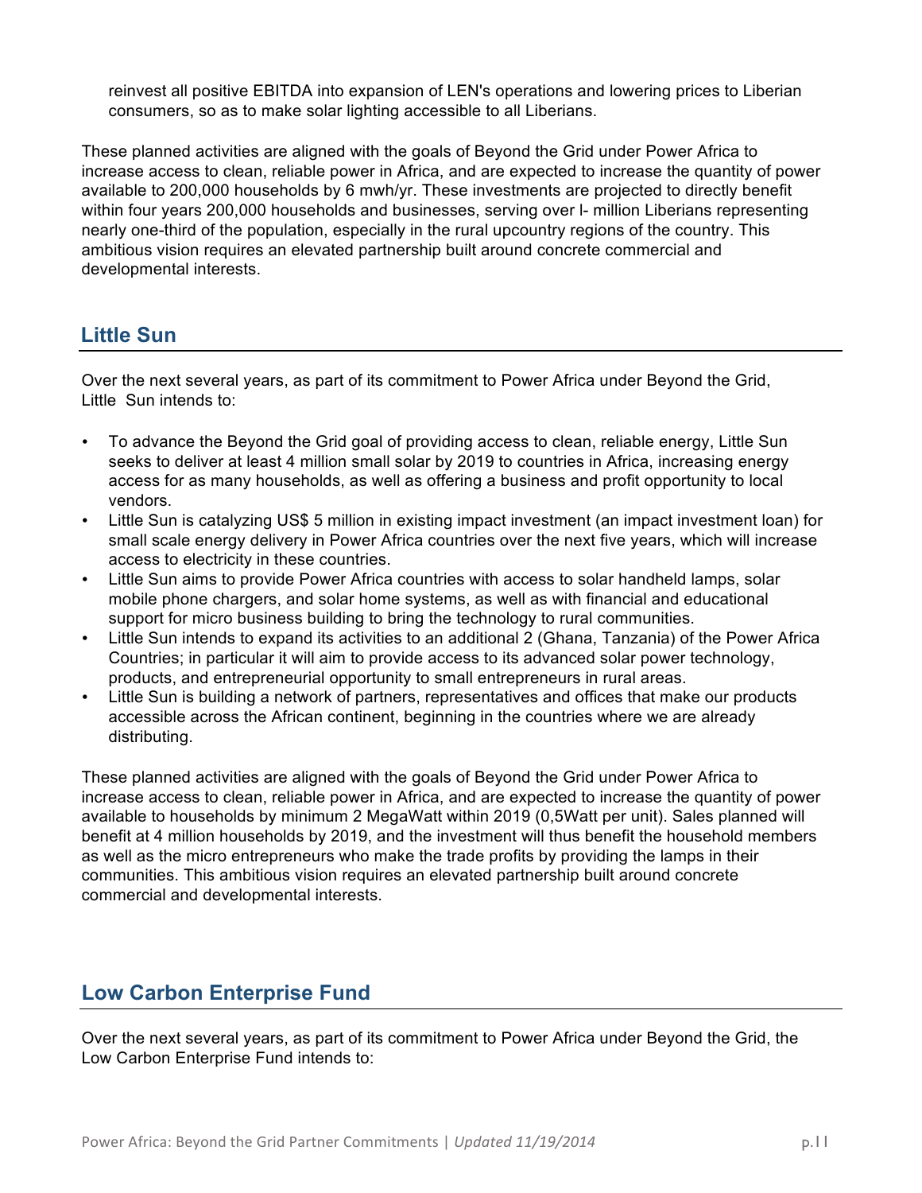reinvest all positive EBITDA into expansion of LEN's operations and lowering prices to Liberian consumers, so as to make solar lighting accessible to all Liberians.

These planned activities are aligned with the goals of Beyond the Grid under Power Africa to increase access to clean, reliable power in Africa, and are expected to increase the quantity of power available to 200,000 households by 6 mwh/yr. These investments are projected to directly benefit within four years 200,000 households and businesses, serving over l- million Liberians representing nearly one-third of the population, especially in the rural upcountry regions of the country. This ambitious vision requires an elevated partnership built around concrete commercial and developmental interests.

## Little Sun

Over the next several years, as part of its commitment to Power Africa under Beyond the Grid, Little Sun intends to:

- To advance the Beyond the Grid goal of providing access to clean, reliable energy, Little Sun seeks to deliver at least 4 million small solar by 2019 to countries in Africa, increasing energy access for as many households, as well as offering a business and profit opportunity to local vendors.
- Little Sun is catalyzing US$ 5 million in existing impact investment (an impact investment loan) for small scale energy delivery in Power Africa countries over the next five years, which will increase access to electricity in these countries.
- Little Sun aims to provide Power Africa countries with access to solar handheld lamps, solar mobile phone chargers, and solar home systems, as well as with financial and educational support for micro business building to bring the technology to rural communities.
- Little Sun intends to expand its activities to an additional 2 (Ghana, Tanzania) of the Power Africa Countries; in particular it will aim to provide access to its advanced solar power technology, products, and entrepreneurial opportunity to small entrepreneurs in rural areas.
- Little Sun is building a network of partners, representatives and offices that make our products accessible across the African continent, beginning in the countries where we are already distributing.

These planned activities are aligned with the goals of Beyond the Grid under Power Africa to increase access to clean, reliable power in Africa, and are expected to increase the quantity of power available to households by minimum 2 MegaWatt within 2019 (0,5Watt per unit). Sales planned will benefit at 4 million households by 2019, and the investment will thus benefit the household members as well as the micro entrepreneurs who make the trade profits by providing the lamps in their communities. This ambitious vision requires an elevated partnership built around concrete commercial and developmental interests.

## Low Carbon Enterprise Fund

Over the next several years, as part of its commitment to Power Africa under Beyond the Grid, the Low Carbon Enterprise Fund intends to: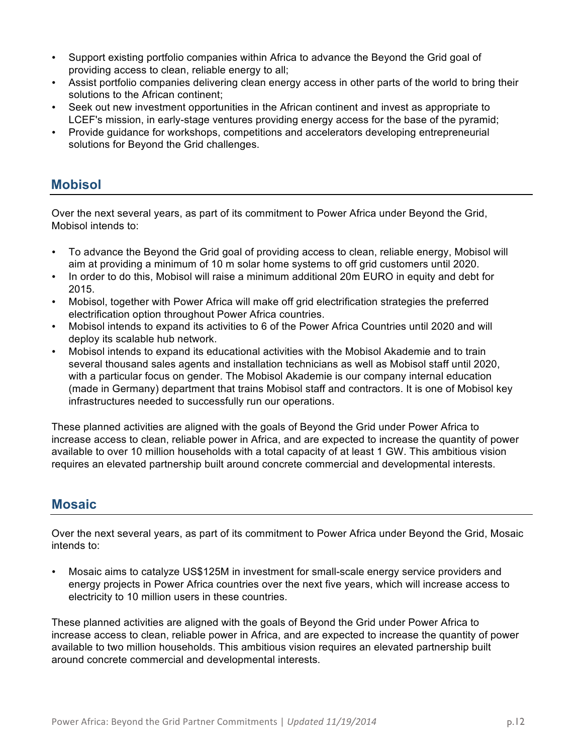- Support existing portfolio companies within Africa to advance the Beyond the Grid goal of providing access to clean, reliable energy to all;
- Assist portfolio companies delivering clean energy access in other parts of the world to bring their solutions to the African continent;
- Seek out new investment opportunities in the African continent and invest as appropriate to LCEF's mission, in early-stage ventures providing energy access for the base of the pyramid;
- Provide guidance for workshops, competitions and accelerators developing entrepreneurial solutions for Beyond the Grid challenges.

## Mobisol

Over the next several years, as part of its commitment to Power Africa under Beyond the Grid, Mobisol intends to:

- To advance the Beyond the Grid goal of providing access to clean, reliable energy, Mobisol will aim at providing a minimum of 10 m solar home systems to off grid customers until 2020.
- In order to do this, Mobisol will raise a minimum additional 20m EURO in equity and debt for 2015.
- Mobisol, together with Power Africa will make off grid electrification strategies the preferred electrification option throughout Power Africa countries.
- Mobisol intends to expand its activities to 6 of the Power Africa Countries until 2020 and will deploy its scalable hub network.
- Mobisol intends to expand its educational activities with the Mobisol Akademie and to train several thousand sales agents and installation technicians as well as Mobisol staff until 2020, with a particular focus on gender. The Mobisol Akademie is our company internal education (made in Germany) department that trains Mobisol staff and contractors. It is one of Mobisol key infrastructures needed to successfully run our operations.

These planned activities are aligned with the goals of Beyond the Grid under Power Africa to increase access to clean, reliable power in Africa, and are expected to increase the quantity of power available to over 10 million households with a total capacity of at least 1 GW. This ambitious vision requires an elevated partnership built around concrete commercial and developmental interests.

## Mosaic

Over the next several years, as part of its commitment to Power Africa under Beyond the Grid, Mosaic intends to:

- Mosaic aims to catalyze US$125M in investment for small-scale energy service providers and energy projects in Power Africa countries over the next five years, which will increase access to electricity to 10 million users in these countries.

These planned activities are aligned with the goals of Beyond the Grid under Power Africa to increase access to clean, reliable power in Africa, and are expected to increase the quantity of power available to two million households. This ambitious vision requires an elevated partnership built around concrete commercial and developmental interests.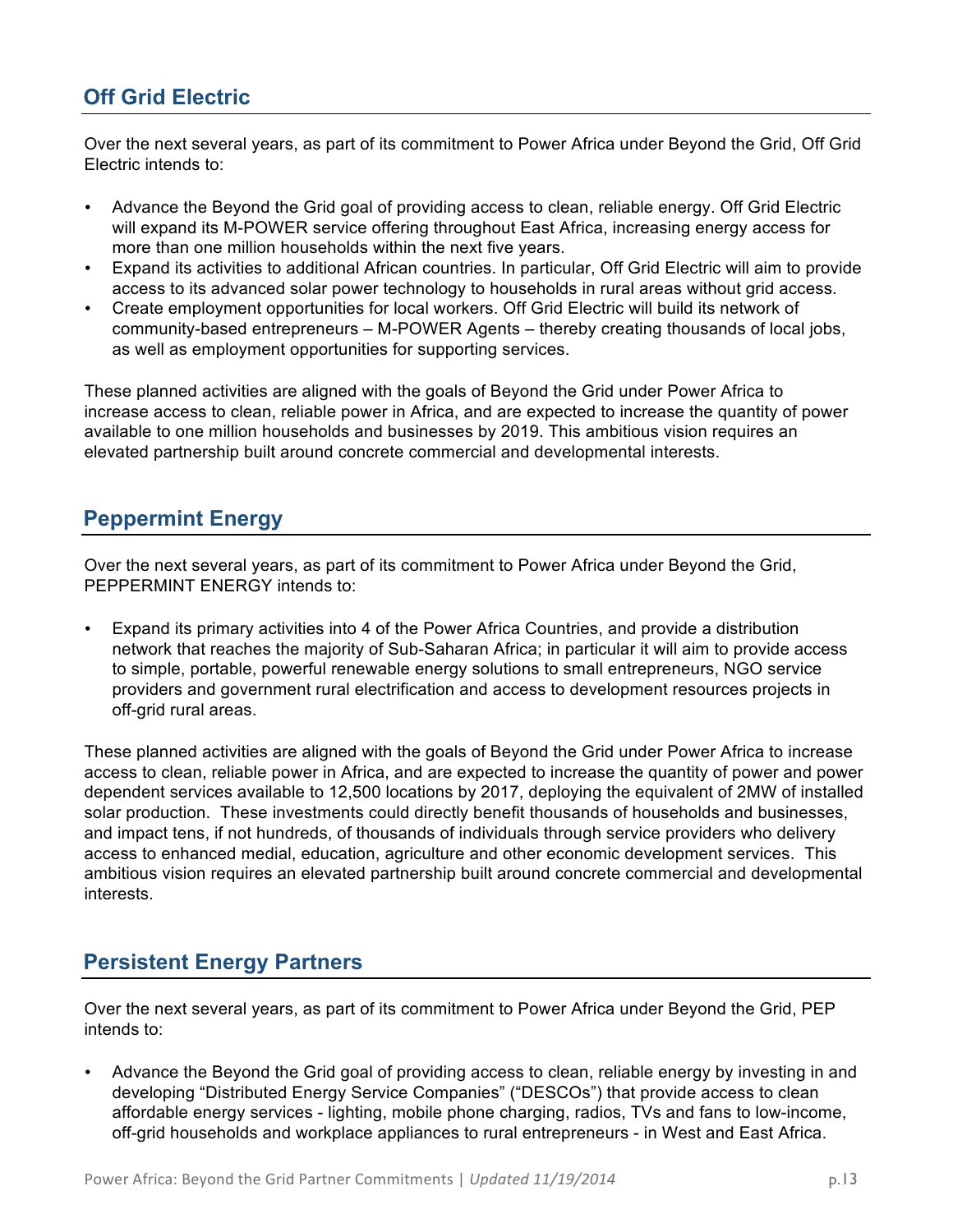## Off Grid Electric

Over the next several years, as part of its commitment to Power Africa under Beyond the Grid, Off Grid Electric intends to:

- Advance the Beyond the Grid goal of providing access to clean, reliable energy. Off Grid Electric will expand its M-POWER service offering throughout East Africa, increasing energy access for more than one million households within the next five years.
- Expand its activities to additional African countries. In particular, Off Grid Electric will aim to provide access to its advanced solar power technology to households in rural areas without grid access.
- Create employment opportunities for local workers. Off Grid Electric will build its network of community-based entrepreneurs – M-POWER Agents – thereby creating thousands of local jobs, as well as employment opportunities for supporting services.

These planned activities are aligned with the goals of Beyond the Grid under Power Africa to increase access to clean, reliable power in Africa, and are expected to increase the quantity of power available to one million households and businesses by 2019. This ambitious vision requires an elevated partnership built around concrete commercial and developmental interests.

## Peppermint Energy

Over the next several years, as part of its commitment to Power Africa under Beyond the Grid, PEPPERMINT ENERGY intends to:

- Expand its primary activities into 4 of the Power Africa Countries, and provide a distribution network that reaches the majority of Sub-Saharan Africa; in particular it will aim to provide access to simple, portable, powerful renewable energy solutions to small entrepreneurs, NGO service providers and government rural electrification and access to development resources projects in off-grid rural areas.

These planned activities are aligned with the goals of Beyond the Grid under Power Africa to increase access to clean, reliable power in Africa, and are expected to increase the quantity of power and power dependent services available to 12,500 locations by 2017, deploying the equivalent of 2MW of installed solar production. These investments could directly benefit thousands of households and businesses, and impact tens, if not hundreds, of thousands of individuals through service providers who delivery access to enhanced medial, education, agriculture and other economic development services. This ambitious vision requires an elevated partnership built around concrete commercial and developmental interests.

## Persistent Energy Partners

Over the next several years, as part of its commitment to Power Africa under Beyond the Grid, PEP intends to:

- Advance the Beyond the Grid goal of providing access to clean, reliable energy by investing in and developing "Distributed Energy Service Companies" ("DESCOs") that provide access to clean affordable energy services - lighting, mobile phone charging, radios, TVs and fans to low-income, off-grid households and workplace appliances to rural entrepreneurs - in West and East Africa.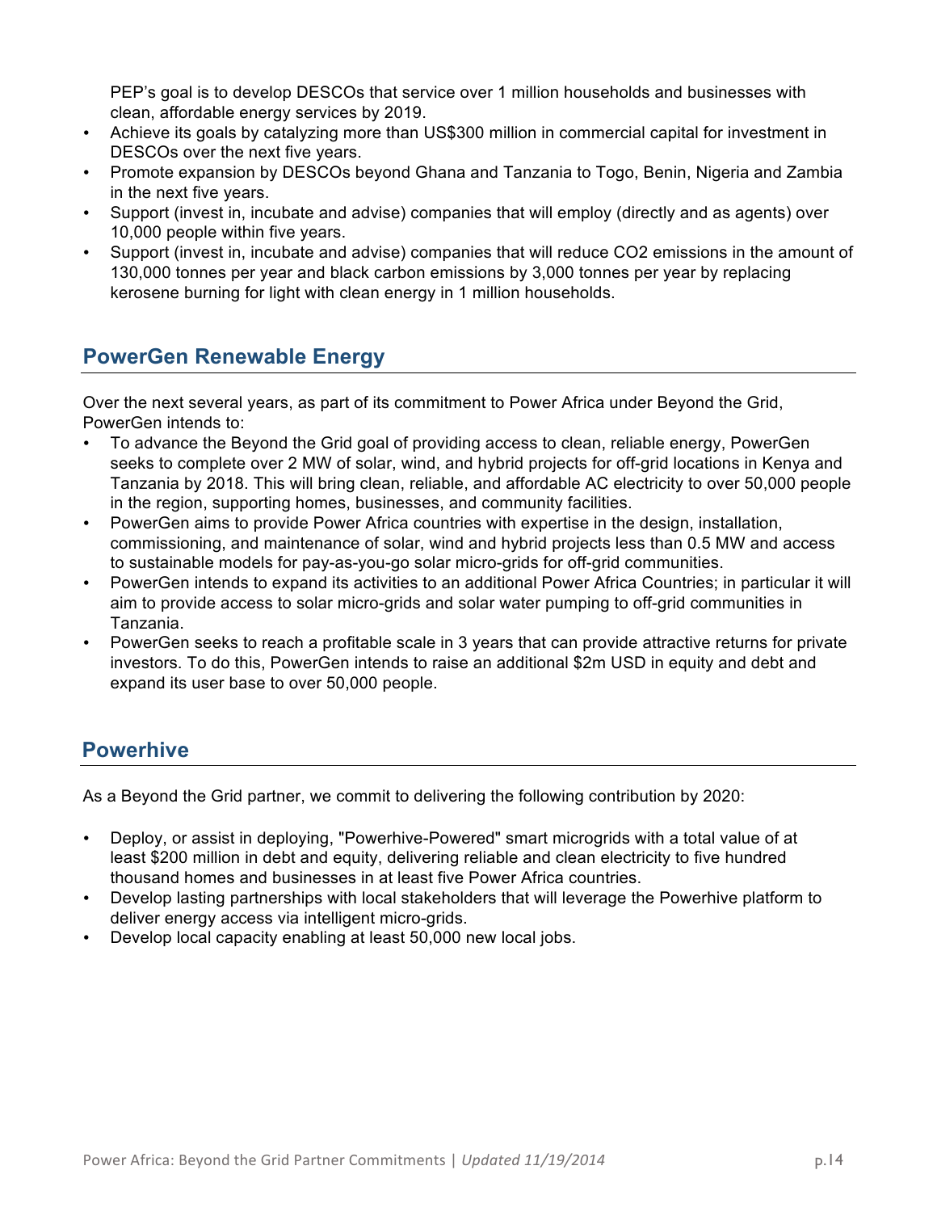PEP's goal is to develop DESCOs that service over 1 million households and businesses with clean, affordable energy services by 2019.

- Achieve its goals by catalyzing more than US$300 million in commercial capital for investment in DESCOs over the next five years.
- Promote expansion by DESCOs beyond Ghana and Tanzania to Togo, Benin, Nigeria and Zambia in the next five years.
- Support (invest in, incubate and advise) companies that will employ (directly and as agents) over 10,000 people within five years.
- Support (invest in, incubate and advise) companies that will reduce $CO_2$ emissions in the amount of 130,000 tonnes per year and black carbon emissions by 3,000 tonnes per year by replacing kerosene burning for light with clean energy in 1 million households.

## PowerGen Renewable Energy

Over the next several years, as part of its commitment to Power Africa under Beyond the Grid, PowerGen intends to:

- To advance the Beyond the Grid goal of providing access to clean, reliable energy, PowerGen seeks to complete over 2 MW of solar, wind, and hybrid projects for off-grid locations in Kenya and Tanzania by 2018. This will bring clean, reliable, and affordable AC electricity to over 50,000 people in the region, supporting homes, businesses, and community facilities.
- PowerGen aims to provide Power Africa countries with expertise in the design, installation, commissioning, and maintenance of solar, wind and hybrid projects less than 0.5 MW and access to sustainable models for pay-as-you-go solar micro-grids for off-grid communities.
- PowerGen intends to expand its activities to an additional Power Africa Countries; in particular it will aim to provide access to solar micro-grids and solar water pumping to off-grid communities in Tanzania.
- PowerGen seeks to reach a profitable scale in 3 years that can provide attractive returns for private investors. To do this, PowerGen intends to raise an additional $2m USD in equity and debt and expand its user base to over 50,000 people.

## Powerhive

As a Beyond the Grid partner, we commit to delivering the following contribution by 2020:

- Deploy, or assist in deploying, "Powerhive-Powered" smart microgrids with a total value of at least $200 million in debt and equity, delivering reliable and clean electricity to five hundred thousand homes and businesses in at least five Power Africa countries.
- Develop lasting partnerships with local stakeholders that will leverage the Powerhive platform to deliver energy access via intelligent micro-grids.
- Develop local capacity enabling at least 50,000 new local jobs.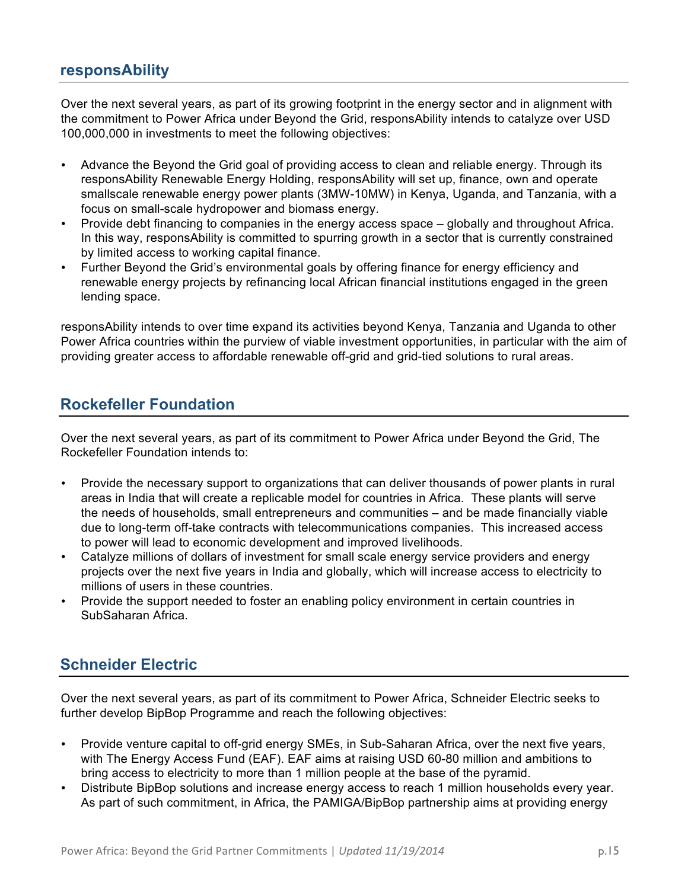## responsAbility

Over the next several years, as part of its growing footprint in the energy sector and in alignment with the commitment to Power Africa under Beyond the Grid, responsAbility intends to catalyze over USD 100,000,000 in investments to meet the following objectives:

- Advance the Beyond the Grid goal of providing access to clean and reliable energy. Through its responsAbility Renewable Energy Holding, responsAbility will set up, finance, own and operate smallscale renewable energy power plants (3MW-10MW) in Kenya, Uganda, and Tanzania, with a focus on small-scale hydropower and biomass energy.
- Provide debt financing to companies in the energy access space – globally and throughout Africa. In this way, responsAbility is committed to spurring growth in a sector that is currently constrained by limited access to working capital finance.
- Further Beyond the Grid's environmental goals by offering finance for energy efficiency and renewable energy projects by refinancing local African financial institutions engaged in the green lending space.

responsAbility intends to over time expand its activities beyond Kenya, Tanzania and Uganda to other Power Africa countries within the purview of viable investment opportunities, in particular with the aim of providing greater access to affordable renewable off-grid and grid-tied solutions to rural areas.

## Rockefeller Foundation

Over the next several years, as part of its commitment to Power Africa under Beyond the Grid, The Rockefeller Foundation intends to:

- Provide the necessary support to organizations that can deliver thousands of power plants in rural areas in India that will create a replicable model for countries in Africa. These plants will serve the needs of households, small entrepreneurs and communities – and be made financially viable due to long-term off-take contracts with telecommunications companies. This increased access to power will lead to economic development and improved livelihoods.
- Catalyze millions of dollars of investment for small scale energy service providers and energy projects over the next five years in India and globally, which will increase access to electricity to millions of users in these countries.
- Provide the support needed to foster an enabling policy environment in certain countries in SubSaharan Africa.

## Schneider Electric

Over the next several years, as part of its commitment to Power Africa, Schneider Electric seeks to further develop BipBop Programme and reach the following objectives:

- Provide venture capital to off-grid energy SMEs, in Sub-Saharan Africa, over the next five years, with The Energy Access Fund (EAF). EAF aims at raising USD 60-80 million and ambitions to bring access to electricity to more than 1 million people at the base of the pyramid.
- Distribute BipBop solutions and increase energy access to reach 1 million households every year. As part of such commitment, in Africa, the PAMIGA/BipBop partnership aims at providing energy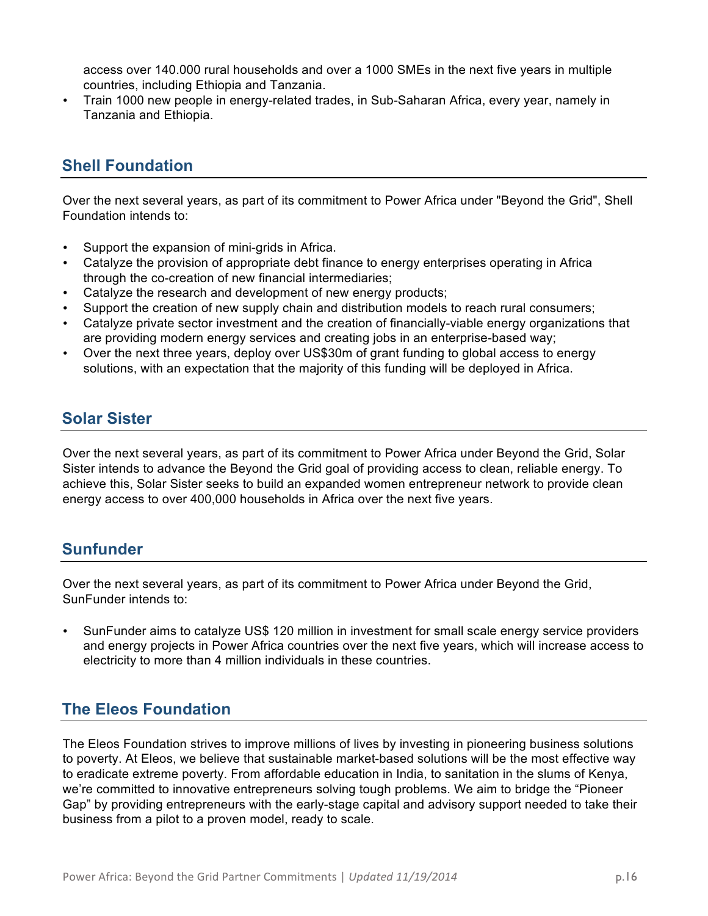access over 140.000 rural households and over a 1000 SMEs in the next five years in multiple countries, including Ethiopia and Tanzania.

- Train 1000 new people in energy-related trades, in Sub-Saharan Africa, every year, namely in Tanzania and Ethiopia.

## Shell Foundation

Over the next several years, as part of its commitment to Power Africa under "Beyond the Grid", Shell Foundation intends to:

- Support the expansion of mini-grids in Africa.
- Catalyze the provision of appropriate debt finance to energy enterprises operating in Africa through the co-creation of new financial intermediaries;
- Catalyze the research and development of new energy products;
- Support the creation of new supply chain and distribution models to reach rural consumers;
- Catalyze private sector investment and the creation of financially-viable energy organizations that are providing modern energy services and creating jobs in an enterprise-based way;
- Over the next three years, deploy over US$30m of grant funding to global access to energy solutions, with an expectation that the majority of this funding will be deployed in Africa.

## Solar Sister

Over the next several years, as part of its commitment to Power Africa under Beyond the Grid, Solar Sister intends to advance the Beyond the Grid goal of providing access to clean, reliable energy. To achieve this, Solar Sister seeks to build an expanded women entrepreneur network to provide clean energy access to over 400,000 households in Africa over the next five years.

## Sunfunder

Over the next several years, as part of its commitment to Power Africa under Beyond the Grid, SunFunder intends to:

- SunFunder aims to catalyze US$ 120 million in investment for small scale energy service providers and energy projects in Power Africa countries over the next five years, which will increase access to electricity to more than 4 million individuals in these countries.

## The Eleos Foundation

The Eleos Foundation strives to improve millions of lives by investing in pioneering business solutions to poverty. At Eleos, we believe that sustainable market-based solutions will be the most effective way to eradicate extreme poverty. From affordable education in India, to sanitation in the slums of Kenya, we're committed to innovative entrepreneurs solving tough problems. We aim to bridge the "Pioneer Gap" by providing entrepreneurs with the early-stage capital and advisory support needed to take their business from a pilot to a proven model, ready to scale.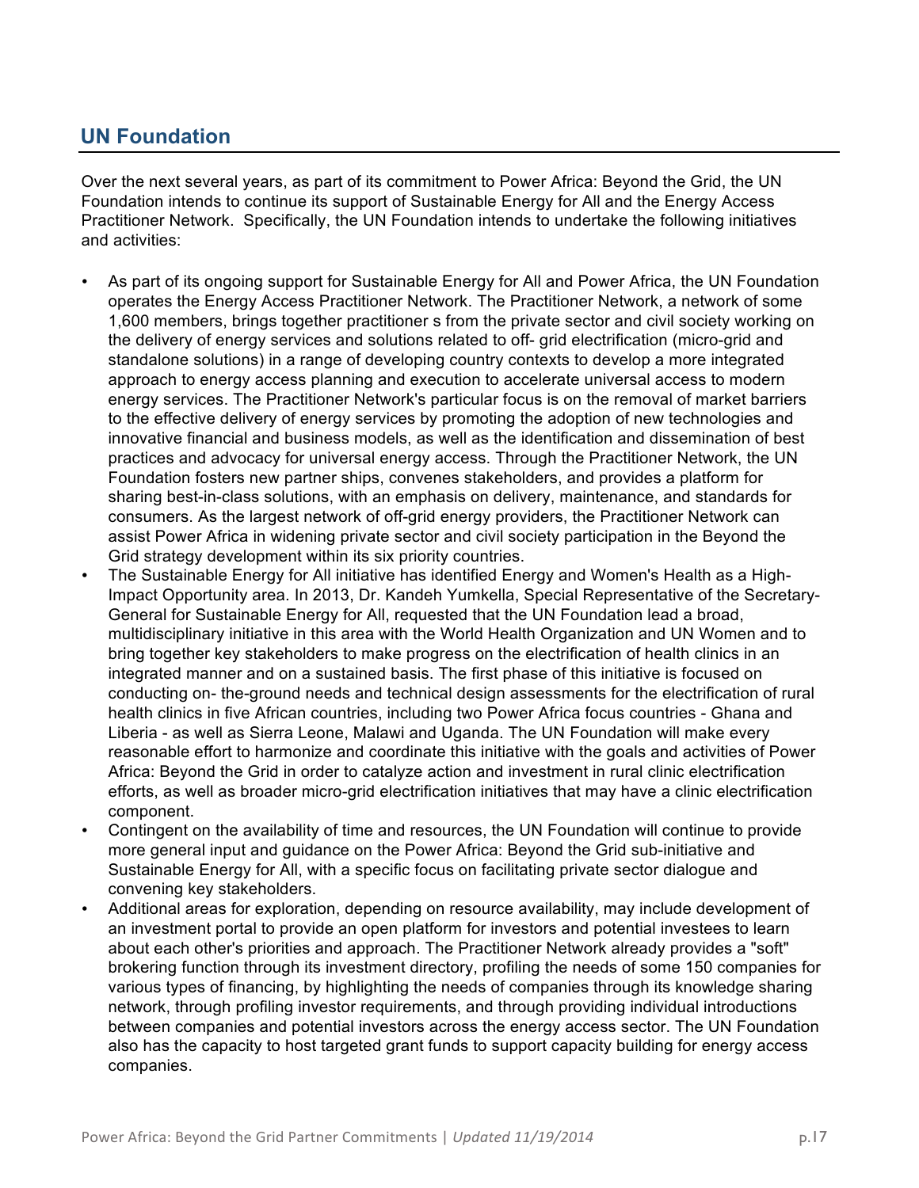## UN Foundation

Over the next several years, as part of its commitment to Power Africa: Beyond the Grid, the UN Foundation intends to continue its support of Sustainable Energy for All and the Energy Access Practitioner Network. Specifically, the UN Foundation intends to undertake the following initiatives and activities:

- As part of its ongoing support for Sustainable Energy for All and Power Africa, the UN Foundation operates the Energy Access Practitioner Network. The Practitioner Network, a network of some 1,600 members, brings together practitioner s from the private sector and civil society working on the delivery of energy services and solutions related to off- grid electrification (micro-grid and standalone solutions) in a range of developing country contexts to develop a more integrated approach to energy access planning and execution to accelerate universal access to modern energy services. The Practitioner Network's particular focus is on the removal of market barriers to the effective delivery of energy services by promoting the adoption of new technologies and innovative financial and business models, as well as the identification and dissemination of best practices and advocacy for universal energy access. Through the Practitioner Network, the UN Foundation fosters new partner ships, convenes stakeholders, and provides a platform for sharing best-in-class solutions, with an emphasis on delivery, maintenance, and standards for consumers. As the largest network of off-grid energy providers, the Practitioner Network can assist Power Africa in widening private sector and civil society participation in the Beyond the Grid strategy development within its six priority countries.
- The Sustainable Energy for All initiative has identified Energy and Women's Health as a High-Impact Opportunity area. In 2013, Dr. Kandeh Yumkella, Special Representative of the Secretary-General for Sustainable Energy for All, requested that the UN Foundation lead a broad, multidisciplinary initiative in this area with the World Health Organization and UN Women and to bring together key stakeholders to make progress on the electrification of health clinics in an integrated manner and on a sustained basis. The first phase of this initiative is focused on conducting on- the-ground needs and technical design assessments for the electrification of rural health clinics in five African countries, including two Power Africa focus countries - Ghana and Liberia - as well as Sierra Leone, Malawi and Uganda. The UN Foundation will make every reasonable effort to harmonize and coordinate this initiative with the goals and activities of Power Africa: Beyond the Grid in order to catalyze action and investment in rural clinic electrification efforts, as well as broader micro-grid electrification initiatives that may have a clinic electrification component.
- Contingent on the availability of time and resources, the UN Foundation will continue to provide more general input and guidance on the Power Africa: Beyond the Grid sub-initiative and Sustainable Energy for All, with a specific focus on facilitating private sector dialogue and convening key stakeholders.
- Additional areas for exploration, depending on resource availability, may include development of an investment portal to provide an open platform for investors and potential investees to learn about each other's priorities and approach. The Practitioner Network already provides a "soft" brokering function through its investment directory, profiling the needs of some 150 companies for various types of financing, by highlighting the needs of companies through its knowledge sharing network, through profiling investor requirements, and through providing individual introductions between companies and potential investors across the energy access sector. The UN Foundation also has the capacity to host targeted grant funds to support capacity building for energy access companies.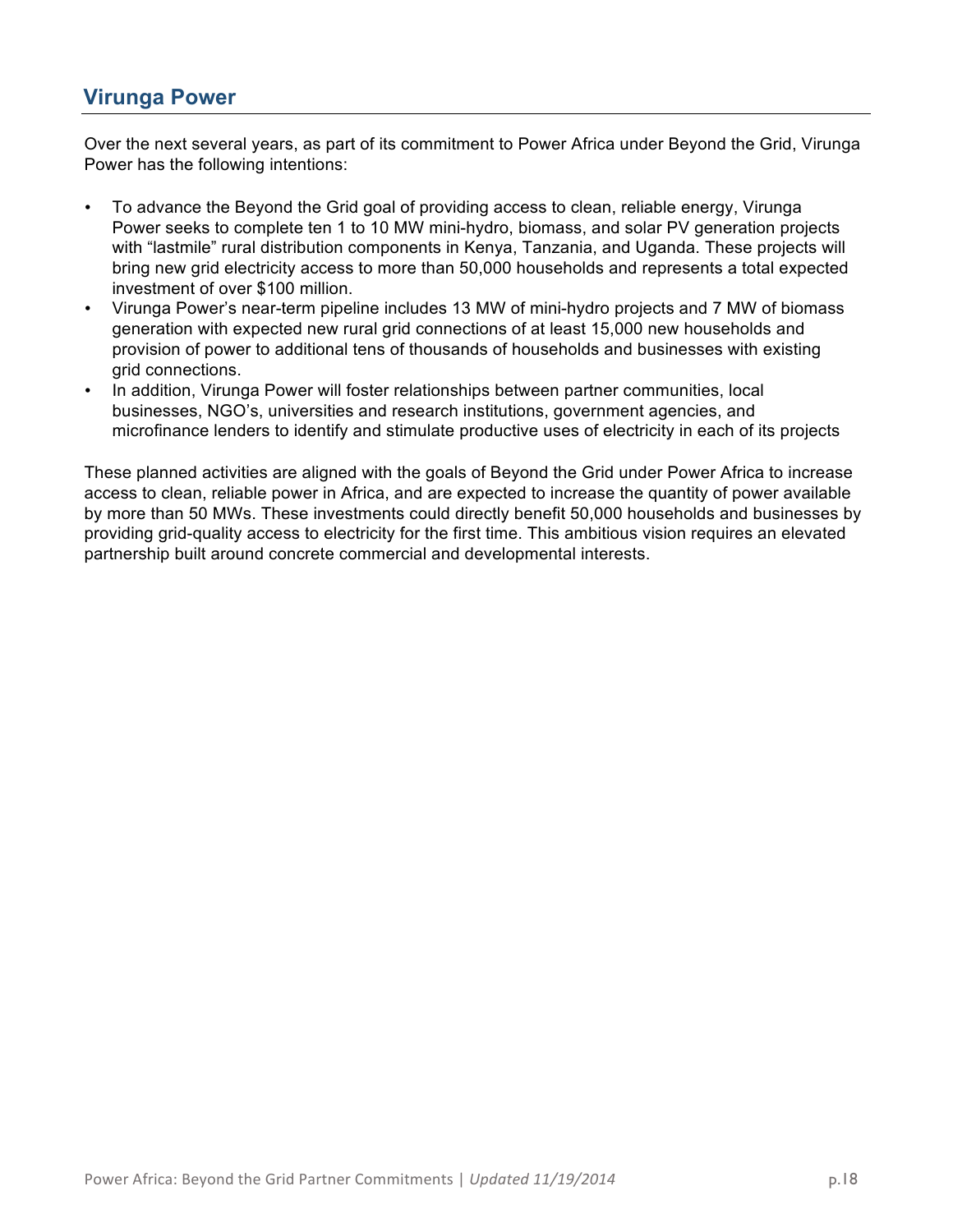## Virunga Power

Over the next several years, as part of its commitment to Power Africa under Beyond the Grid, Virunga Power has the following intentions:

- To advance the Beyond the Grid goal of providing access to clean, reliable energy, Virunga Power seeks to complete ten 1 to 10 MW mini-hydro, biomass, and solar PV generation projects with "lastmile" rural distribution components in Kenya, Tanzania, and Uganda. These projects will bring new grid electricity access to more than 50,000 households and represents a total expected investment of over $100 million.
- Virunga Power's near-term pipeline includes 13 MW of mini-hydro projects and 7 MW of biomass generation with expected new rural grid connections of at least 15,000 new households and provision of power to additional tens of thousands of households and businesses with existing grid connections.
- In addition, Virunga Power will foster relationships between partner communities, local businesses, NGO's, universities and research institutions, government agencies, and microfinance lenders to identify and stimulate productive uses of electricity in each of its projects

These planned activities are aligned with the goals of Beyond the Grid under Power Africa to increase access to clean, reliable power in Africa, and are expected to increase the quantity of power available by more than 50 MWs. These investments could directly benefit 50,000 households and businesses by providing grid-quality access to electricity for the first time. This ambitious vision requires an elevated partnership built around concrete commercial and developmental interests.